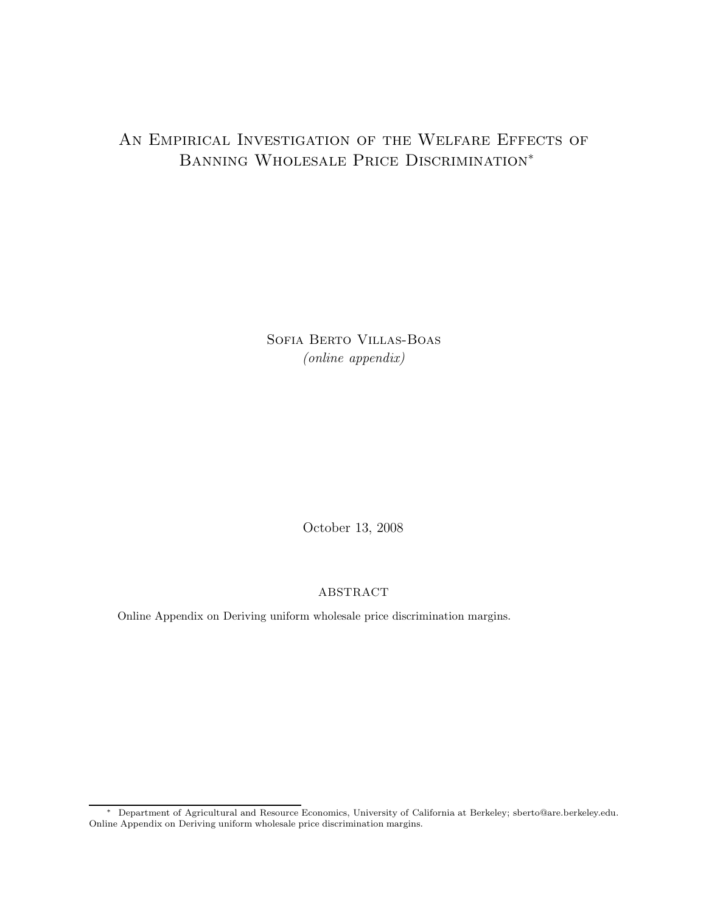# An Empirical Investigation of the Welfare Effects of Banning Wholesale Price Discrimination*

Sofia Berto Villas-Boas

*(online appendix)*

October 13, 2008

## Abstract

Online Appendix on Deriving uniform wholesale price discrimination margins.

---

* Department of Agricultural and Resource Economics, University of California at Berkeley; sberto@are.berkeley.edu. Online Appendix on Deriving uniform wholesale price discrimination margins.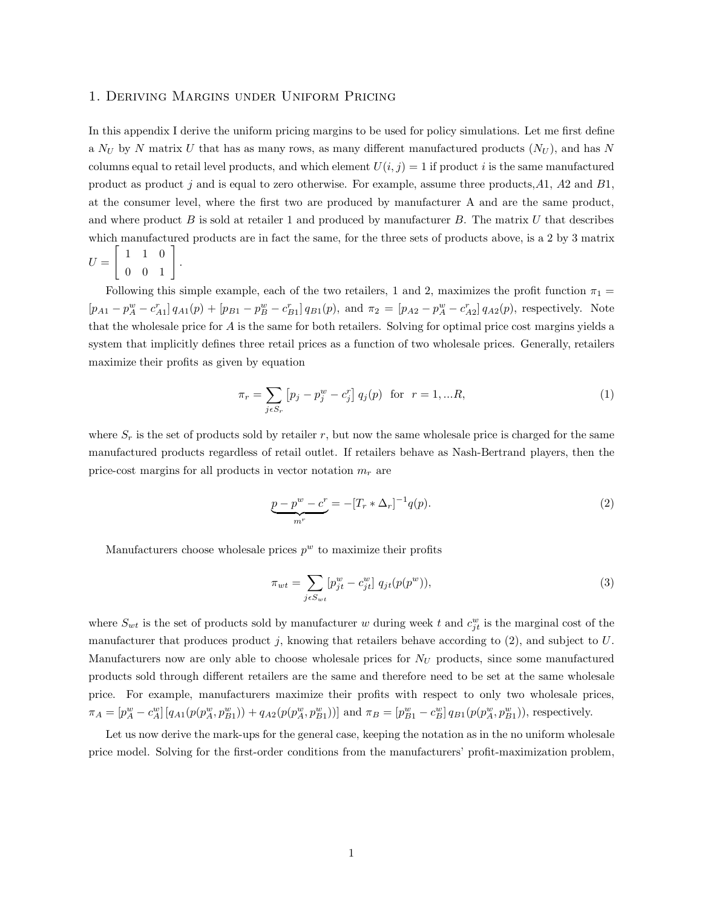## 1. Deriving Margins under Uniform Pricing

In this appendix I derive the uniform pricing margins to be used for policy simulations. Let me first define a $N_U$ by $N$ matrix $U$ that has as many rows, as many different manufactured products ($N_U$), and has $N$ columns equal to retail level products, and which element $U(i,j) = 1$ if product $i$ is the same manufactured product as product $j$ and is equal to zero otherwise. For example, assume three products, $A1$, $A2$ and $B1$, at the consumer level, where the first two are produced by manufacturer A and are the same product, and where product $B$ is sold at retailer 1 and produced by manufacturer $B$. The matrix $U$ that describes which manufactured products are in fact the same, for the three sets of products above, is a 2 by 3 matrix $U = \begin{bmatrix} 1 & 1 & 0 \\ 0 & 0 & 1 \end{bmatrix}$.

Following this simple example, each of the two retailers, 1 and 2, maximizes the profit function $\pi_1 = [p_{A1} - p_A^w - c_{A1}^r]\, q_{A1}(p) + [p_{B1} - p_B^w - c_{B1}^r]\, q_{B1}(p)$, and $\pi_2 = [p_{A2} - p_A^w - c_{A2}^r]\, q_{A2}(p)$, respectively. Note that the wholesale price for $A$ is the same for both retailers. Solving for optimal price cost margins yields a system that implicitly defines three retail prices as a function of two wholesale prices. Generally, retailers maximize their profits as given by equation

$$\pi_r = \sum_{j \epsilon S_r} \left[p_j - p_j^w - c_j^r\right] q_j(p) \quad \text{for} \quad r = 1, ...R, \tag{1}$$

where $S_r$ is the set of products sold by retailer $r$, but now the same wholesale price is charged for the same manufactured products regardless of retail outlet. If retailers behave as Nash-Bertrand players, then the price-cost margins for all products in vector notation $m_r$ are

$$\underbrace{p - p^w - c^r}_{m^r} = -[T_r * \Delta_r]^{-1} q(p). \tag{2}$$

Manufacturers choose wholesale prices $p^w$ to maximize their profits

$$\pi_{wt} = \sum_{j \epsilon S_{wt}} \left[p_{jt}^w - c_{jt}^w\right] q_{jt}(p(p^w)), \tag{3}$$

where $S_{wt}$ is the set of products sold by manufacturer $w$ during week $t$ and $c_{jt}^w$ is the marginal cost of the manufacturer that produces product $j$, knowing that retailers behave according to (2), and subject to $U$. Manufacturers now are only able to choose wholesale prices for $N_U$ products, since some manufactured products sold through different retailers are the same and therefore need to be set at the same wholesale price. For example, manufacturers maximize their profits with respect to only two wholesale prices, $\pi_A = [p_A^w - c_A^w]\,[q_{A1}(p(p_A^w, p_{B1}^w)) + q_{A2}(p(p_A^w, p_{B1}^w))]$ and $\pi_B = [p_{B1}^w - c_B^w]\, q_{B1}(p(p_A^w, p_{B1}^w))$, respectively.

Let us now derive the mark-ups for the general case, keeping the notation as in the no uniform wholesale price model. Solving for the first-order conditions from the manufacturers' profit-maximization problem,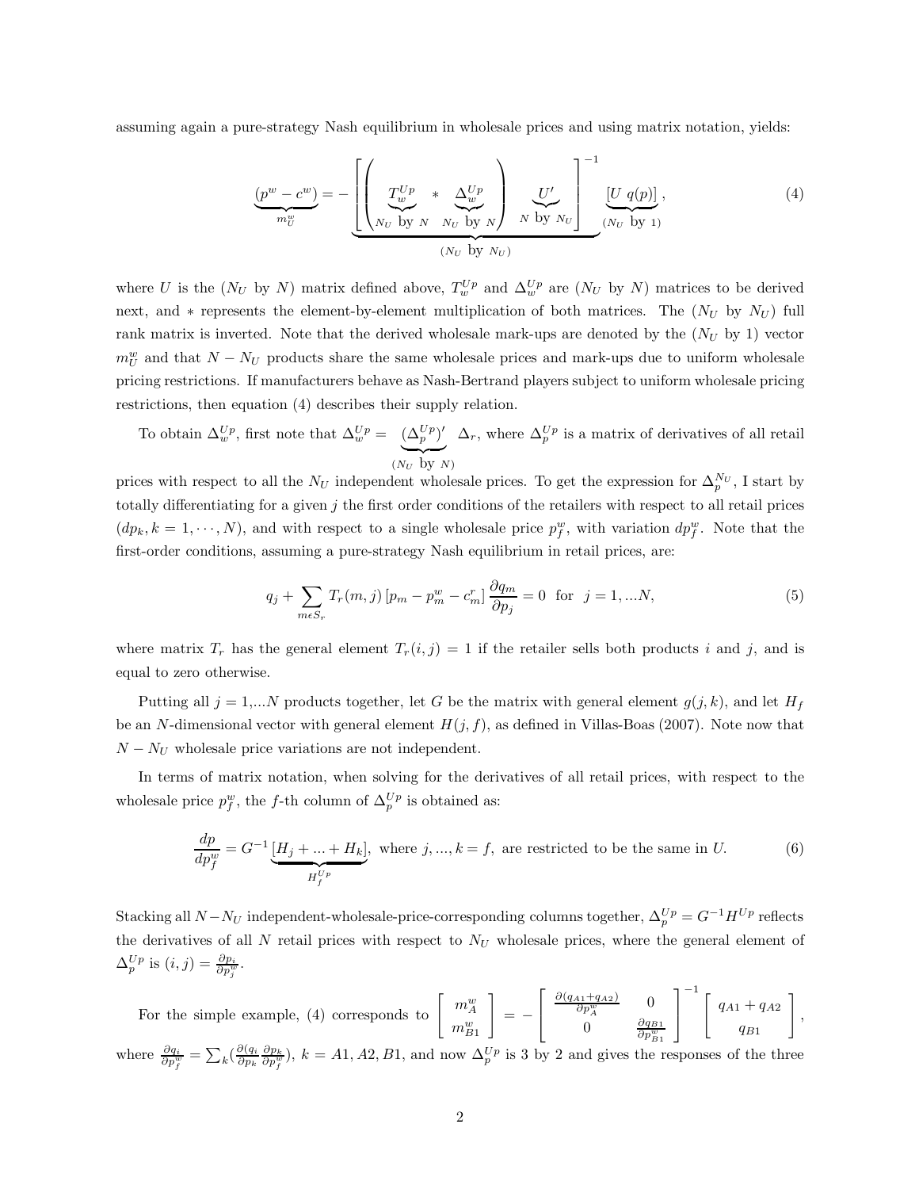assuming again a pure-strategy Nash equilibrium in wholesale prices and using matrix notation, yields:

$$\underbrace{(p^w - c^w)}_{m_U^w} = - \underbrace{\left[ \left( \underbrace{T_w^{Up}}_{N_U \text{ by } N} * \underbrace{\Delta_w^{Up}}_{N_U \text{ by } N} \right) \underbrace{U'}_{N \text{ by } N_U} \right]^{-1}}_{(N_U \text{ by } N_U)} \underbrace{[U\ q(p)]}_{(N_U \text{ by } 1)}, \tag{4}$$

where $U$ is the ($N_U$ by $N$) matrix defined above, $T_w^{Up}$ and $\Delta_w^{Up}$ are ($N_U$ by $N$) matrices to be derived next, and $*$ represents the element-by-element multiplication of both matrices. The ($N_U$ by $N_U$) full rank matrix is inverted. Note that the derived wholesale mark-ups are denoted by the ($N_U$ by 1) vector $m_U^w$ and that $N - N_U$ products share the same wholesale prices and mark-ups due to uniform wholesale pricing restrictions. If manufacturers behave as Nash-Bertrand players subject to uniform wholesale pricing restrictions, then equation (4) describes their supply relation.

To obtain $\Delta_w^{Up}$, first note that $\Delta_w^{Up} = \underbrace{(\Delta_p^{Up})'}_{(N_U \text{ by } N)} \Delta_r$, where $\Delta_p^{Up}$ is a matrix of derivatives of all retail prices with respect to all the $N_U$ independent wholesale prices. To get the expression for $\Delta_p^{N_U}$, I start by totally differentiating for a given $j$ the first order conditions of the retailers with respect to all retail prices ($dp_k, k = 1, \cdots, N$), and with respect to a single wholesale price $p_f^w$, with variation $dp_f^w$. Note that the first-order conditions, assuming a pure-strategy Nash equilibrium in retail prices, are:

$$q_j + \sum_{m \epsilon S_r} T_r(m,j) \left[ p_m - p_m^w - c_m^r \right] \frac{\partial q_m}{\partial p_j} = 0 \text{ for } j = 1, ...N, \tag{5}$$

where matrix $T_r$ has the general element $T_r(i,j) = 1$ if the retailer sells both products $i$ and $j$, and is equal to zero otherwise.

Putting all $j = 1,...N$ products together, let $G$ be the matrix with general element $g(j,k)$, and let $H_f$ be an $N$-dimensional vector with general element $H(j,f)$, as defined in Villas-Boas (2007). Note now that $N - N_U$ wholesale price variations are not independent.

In terms of matrix notation, when solving for the derivatives of all retail prices, with respect to the wholesale price $p_f^w$, the $f$-th column of $\Delta_p^{Up}$ is obtained as:

$$\frac{dp}{dp_f^w} = G^{-1} \underbrace{[H_j + ... + H_k]}_{H_f^{Up}}, \text{ where } j, ..., k = f, \text{ are restricted to be the same in } U. \tag{6}$$

Stacking all $N - N_U$ independent-wholesale-price-corresponding columns together, $\Delta_p^{Up} = G^{-1} H^{Up}$ reflects the derivatives of all $N$ retail prices with respect to $N_U$ wholesale prices, where the general element of $\Delta_p^{Up}$ is $(i,j) = \frac{\partial p_i}{\partial p_j^w}$.

For the simple example, (4) corresponds to $\begin{bmatrix} m_A^w \\ m_{B1}^w \end{bmatrix} = - \begin{bmatrix} \frac{\partial (q_{A1} + q_{A2})}{\partial p_A^w} & 0 \\ 0 & \frac{\partial q_{B1}}{\partial p_{B1}^w} \end{bmatrix}^{-1} \begin{bmatrix} q_{A1} + q_{A2} \\ q_{B1} \end{bmatrix}$, where $\frac{\partial q_i}{\partial p_f^w} = \sum_k (\frac{\partial (q_i}{\partial p_k} \frac{\partial p_k}{\partial p_f^w})$, $k = A1, A2, B1$, and now $\Delta_p^{Up}$ is 3 by 2 and gives the responses of the three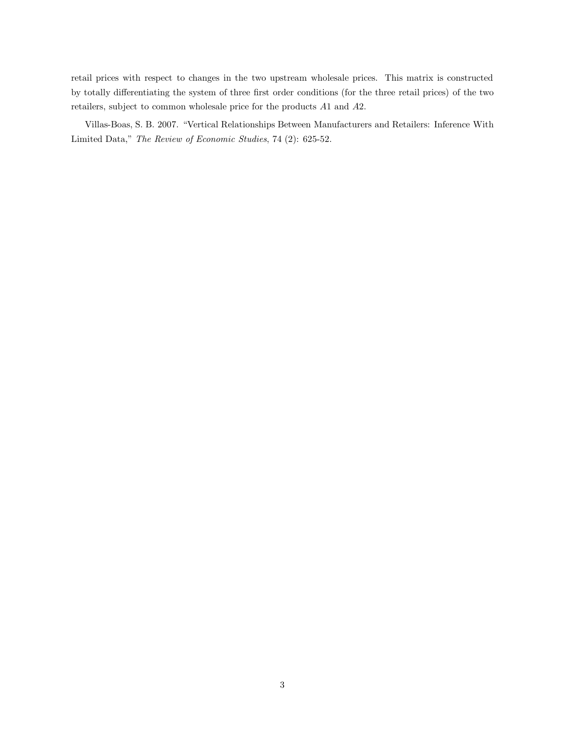retail prices with respect to changes in the two upstream wholesale prices. This matrix is constructed by totally differentiating the system of three first order conditions (for the three retail prices) of the two retailers, subject to common wholesale price for the products $A1$ and $A2$.

Villas-Boas, S. B. 2007. "Vertical Relationships Between Manufacturers and Retailers: Inference With Limited Data," *The Review of Economic Studies*, 74 (2): 625-52.